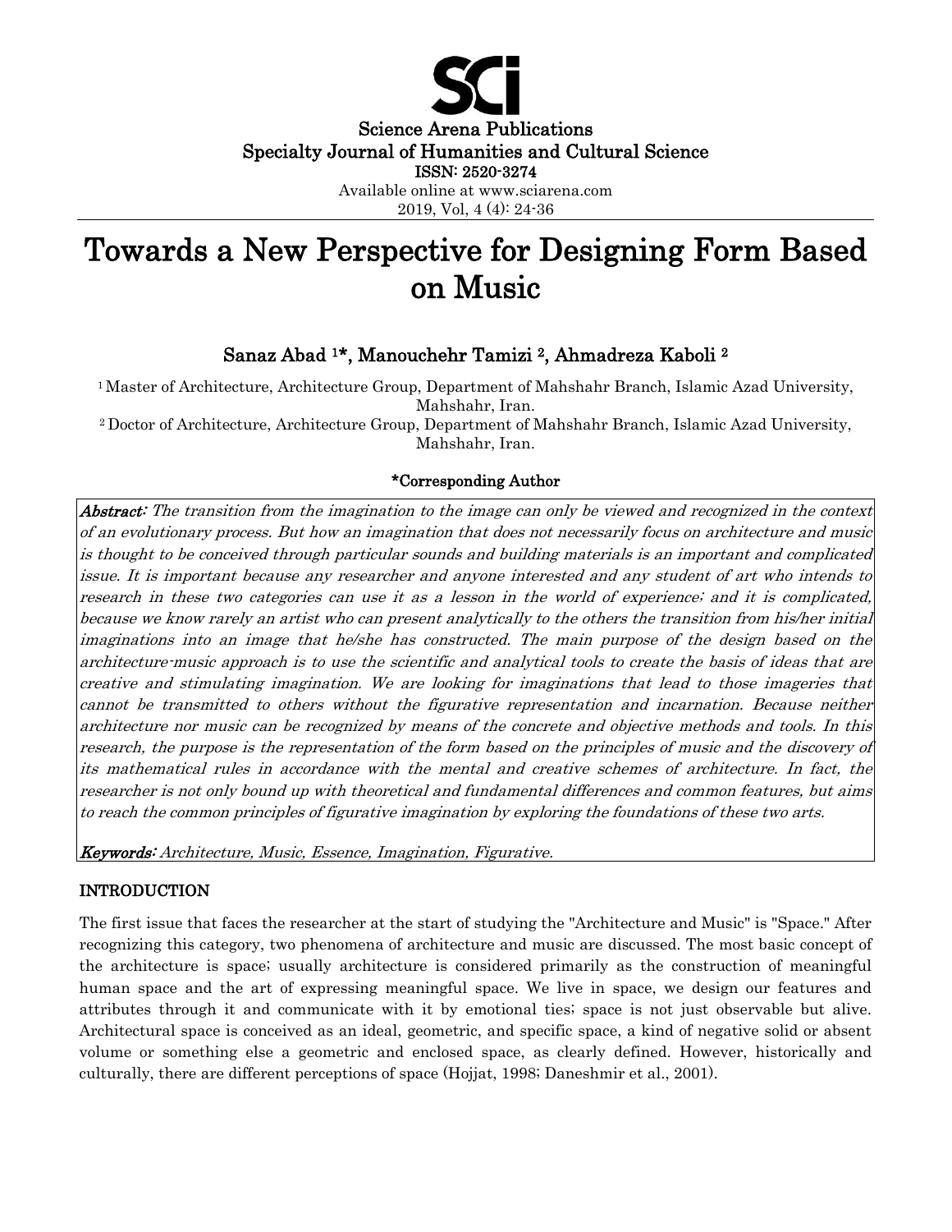Science Arena Publications
Specialty Journal of Humanities and Cultural Science
ISSN: 2520-3274
Available online at www.sciarena.com
2019, Vol, 4 (4): 24-36

# Towards a New Perspective for Designing Form Based on Music

**Sanaz Abad [1]\*, Manouchehr Tamizi [2], Ahmadreza Kaboli [2]**

[1] Master of Architecture, Architecture Group, Department of Mahshahr Branch, Islamic Azad University, Mahshahr, Iran.

[2] Doctor of Architecture, Architecture Group, Department of Mahshahr Branch, Islamic Azad University, Mahshahr, Iran.

**\*Corresponding Author**

***Abstract:*** *The transition from the imagination to the image can only be viewed and recognized in the context of an evolutionary process. But how an imagination that does not necessarily focus on architecture and music is thought to be conceived through particular sounds and building materials is an important and complicated issue. It is important because any researcher and anyone interested and any student of art who intends to research in these two categories can use it as a lesson in the world of experience; and it is complicated, because we know rarely an artist who can present analytically to the others the transition from his/her initial imaginations into an image that he/she has constructed. The main purpose of the design based on the architecture-music approach is to use the scientific and analytical tools to create the basis of ideas that are creative and stimulating imagination. We are looking for imaginations that lead to those imageries that cannot be transmitted to others without the figurative representation and incarnation. Because neither architecture nor music can be recognized by means of the concrete and objective methods and tools. In this research, the purpose is the representation of the form based on the principles of music and the discovery of its mathematical rules in accordance with the mental and creative schemes of architecture. In fact, the researcher is not only bound up with theoretical and fundamental differences and common features, but aims to reach the common principles of figurative imagination by exploring the foundations of these two arts.*

***Keywords:*** *Architecture, Music, Essence, Imagination, Figurative.*

## INTRODUCTION

The first issue that faces the researcher at the start of studying the "Architecture and Music" is "Space." After recognizing this category, two phenomena of architecture and music are discussed. The most basic concept of the architecture is space; usually architecture is considered primarily as the construction of meaningful human space and the art of expressing meaningful space. We live in space, we design our features and attributes through it and communicate with it by emotional ties; space is not just observable but alive. Architectural space is conceived as an ideal, geometric, and specific space, a kind of negative solid or absent volume or something else a geometric and enclosed space, as clearly defined. However, historically and culturally, there are different perceptions of space (Hojjat, 1998; Daneshmir et al., 2001).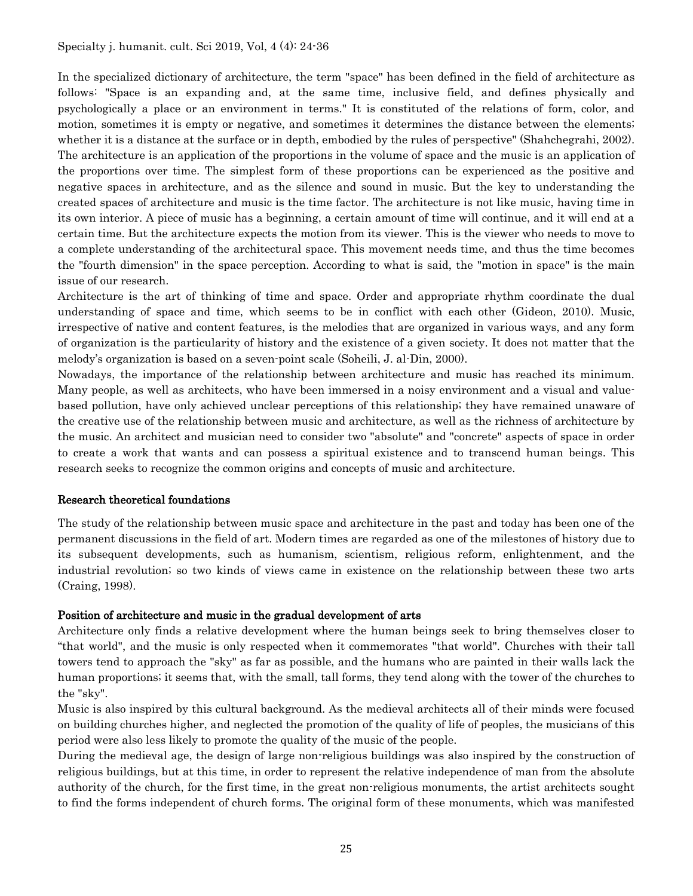In the specialized dictionary of architecture, the term "space" has been defined in the field of architecture as follows: "Space is an expanding and, at the same time, inclusive field, and defines physically and psychologically a place or an environment in terms." It is constituted of the relations of form, color, and motion, sometimes it is empty or negative, and sometimes it determines the distance between the elements; whether it is a distance at the surface or in depth, embodied by the rules of perspective" (Shahchegrahi, 2002). The architecture is an application of the proportions in the volume of space and the music is an application of the proportions over time. The simplest form of these proportions can be experienced as the positive and negative spaces in architecture, and as the silence and sound in music. But the key to understanding the created spaces of architecture and music is the time factor. The architecture is not like music, having time in its own interior. A piece of music has a beginning, a certain amount of time will continue, and it will end at a certain time. But the architecture expects the motion from its viewer. This is the viewer who needs to move to a complete understanding of the architectural space. This movement needs time, and thus the time becomes the "fourth dimension" in the space perception. According to what is said, the "motion in space" is the main issue of our research.

Architecture is the art of thinking of time and space. Order and appropriate rhythm coordinate the dual understanding of space and time, which seems to be in conflict with each other (Gideon, 2010). Music, irrespective of native and content features, is the melodies that are organized in various ways, and any form of organization is the particularity of history and the existence of a given society. It does not matter that the melody's organization is based on a seven-point scale (Soheili, J. al-Din, 2000).

Nowadays, the importance of the relationship between architecture and music has reached its minimum. Many people, as well as architects, who have been immersed in a noisy environment and a visual and value-based pollution, have only achieved unclear perceptions of this relationship; they have remained unaware of the creative use of the relationship between music and architecture, as well as the richness of architecture by the music. An architect and musician need to consider two "absolute" and "concrete" aspects of space in order to create a work that wants and can possess a spiritual existence and to transcend human beings. This research seeks to recognize the common origins and concepts of music and architecture.

## Research theoretical foundations

The study of the relationship between music space and architecture in the past and today has been one of the permanent discussions in the field of art. Modern times are regarded as one of the milestones of history due to its subsequent developments, such as humanism, scientism, religious reform, enlightenment, and the industrial revolution; so two kinds of views came in existence on the relationship between these two arts (Craing, 1998).

## Position of architecture and music in the gradual development of arts

Architecture only finds a relative development where the human beings seek to bring themselves closer to "that world", and the music is only respected when it commemorates "that world". Churches with their tall towers tend to approach the "sky" as far as possible, and the humans who are painted in their walls lack the human proportions; it seems that, with the small, tall forms, they tend along with the tower of the churches to the "sky".

Music is also inspired by this cultural background. As the medieval architects all of their minds were focused on building churches higher, and neglected the promotion of the quality of life of peoples, the musicians of this period were also less likely to promote the quality of the music of the people.

During the medieval age, the design of large non-religious buildings was also inspired by the construction of religious buildings, but at this time, in order to represent the relative independence of man from the absolute authority of the church, for the first time, in the great non-religious monuments, the artist architects sought to find the forms independent of church forms. The original form of these monuments, which was manifested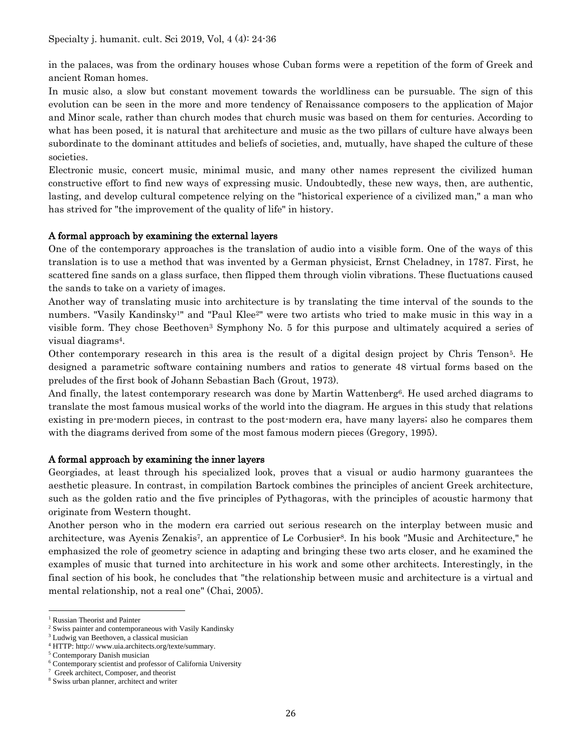in the palaces, was from the ordinary houses whose Cuban forms were a repetition of the form of Greek and ancient Roman homes.

In music also, a slow but constant movement towards the worldliness can be pursuable. The sign of this evolution can be seen in the more and more tendency of Renaissance composers to the application of Major and Minor scale, rather than church modes that church music was based on them for centuries. According to what has been posed, it is natural that architecture and music as the two pillars of culture have always been subordinate to the dominant attitudes and beliefs of societies, and, mutually, have shaped the culture of these societies.

Electronic music, concert music, minimal music, and many other names represent the civilized human constructive effort to find new ways of expressing music. Undoubtedly, these new ways, then, are authentic, lasting, and develop cultural competence relying on the "historical experience of a civilized man," a man who has strived for "the improvement of the quality of life" in history.

## A formal approach by examining the external layers

One of the contemporary approaches is the translation of audio into a visible form. One of the ways of this translation is to use a method that was invented by a German physicist, Ernst Cheladney, in 1787. First, he scattered fine sands on a glass surface, then flipped them through violin vibrations. These fluctuations caused the sands to take on a variety of images.

Another way of translating music into architecture is by translating the time interval of the sounds to the numbers. "Vasily Kandinsky[1]" and "Paul Klee[2]" were two artists who tried to make music in this way in a visible form. They chose Beethoven[3] Symphony No. 5 for this purpose and ultimately acquired a series of visual diagrams[4].

Other contemporary research in this area is the result of a digital design project by Chris Tenson[5]. He designed a parametric software containing numbers and ratios to generate 48 virtual forms based on the preludes of the first book of Johann Sebastian Bach (Grout, 1973).

And finally, the latest contemporary research was done by Martin Wattenberg[6]. He used arched diagrams to translate the most famous musical works of the world into the diagram. He argues in this study that relations existing in pre-modern pieces, in contrast to the post-modern era, have many layers; also he compares them with the diagrams derived from some of the most famous modern pieces (Gregory, 1995).

## A formal approach by examining the inner layers

Georgiades, at least through his specialized look, proves that a visual or audio harmony guarantees the aesthetic pleasure. In contrast, in compilation Bartock combines the principles of ancient Greek architecture, such as the golden ratio and the five principles of Pythagoras, with the principles of acoustic harmony that originate from Western thought.

Another person who in the modern era carried out serious research on the interplay between music and architecture, was Ayenis Zenakis[7], an apprentice of Le Corbusier[8]. In his book "Music and Architecture," he emphasized the role of geometry science in adapting and bringing these two arts closer, and he examined the examples of music that turned into architecture in his work and some other architects. Interestingly, in the final section of his book, he concludes that "the relationship between music and architecture is a virtual and mental relationship, not a real one" (Chai, 2005).

---

[1] Russian Theorist and Painter

[2] Swiss painter and contemporaneous with Vasily Kandinsky

[3] Ludwig van Beethoven, a classical musician

[4] HTTP: http:// www.uia.architects.org/texte/summary.

[5] Contemporary Danish musician

[6] Contemporary scientist and professor of California University

[7] Greek architect, Composer, and theorist

[8] Swiss urban planner, architect and writer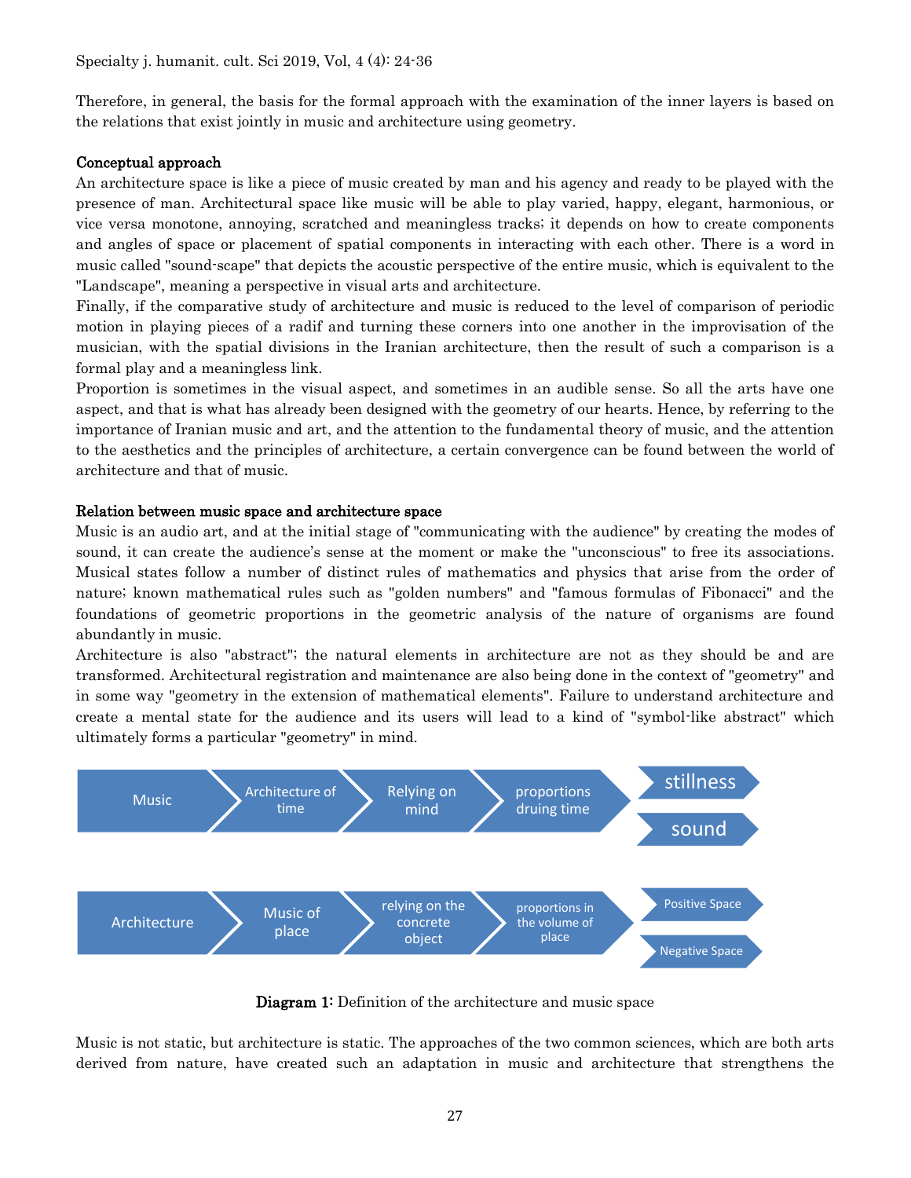Therefore, in general, the basis for the formal approach with the examination of the inner layers is based on the relations that exist jointly in music and architecture using geometry.

**Conceptual approach**

An architecture space is like a piece of music created by man and his agency and ready to be played with the presence of man. Architectural space like music will be able to play varied, happy, elegant, harmonious, or vice versa monotone, annoying, scratched and meaningless tracks; it depends on how to create components and angles of space or placement of spatial components in interacting with each other. There is a word in music called "sound-scape" that depicts the acoustic perspective of the entire music, which is equivalent to the "Landscape", meaning a perspective in visual arts and architecture.

Finally, if the comparative study of architecture and music is reduced to the level of comparison of periodic motion in playing pieces of a radif and turning these corners into one another in the improvisation of the musician, with the spatial divisions in the Iranian architecture, then the result of such a comparison is a formal play and a meaningless link.

Proportion is sometimes in the visual aspect, and sometimes in an audible sense. So all the arts have one aspect, and that is what has already been designed with the geometry of our hearts. Hence, by referring to the importance of Iranian music and art, and the attention to the fundamental theory of music, and the attention to the aesthetics and the principles of architecture, a certain convergence can be found between the world of architecture and that of music.

**Relation between music space and architecture space**

Music is an audio art, and at the initial stage of "communicating with the audience" by creating the modes of sound, it can create the audience's sense at the moment or make the "unconscious" to free its associations. Musical states follow a number of distinct rules of mathematics and physics that arise from the order of nature; known mathematical rules such as "golden numbers" and "famous formulas of Fibonacci" and the foundations of geometric proportions in the geometric analysis of the nature of organisms are found abundantly in music.

Architecture is also "abstract"; the natural elements in architecture are not as they should be and are transformed. Architectural registration and maintenance are also being done in the context of "geometry" and in some way "geometry in the extension of mathematical elements". Failure to understand architecture and create a mental state for the audience and its users will lead to a kind of "symbol-like abstract" which ultimately forms a particular "geometry" in mind.

Music → Architecture of time → Relying on mind → proportions druing time → stillness / sound

Architecture → Music of place → relying on the concrete object → proportions in the volume of place → Positive Space / Negative Space

**Diagram 1:** Definition of the architecture and music space

Music is not static, but architecture is static. The approaches of the two common sciences, which are both arts derived from nature, have created such an adaptation in music and architecture that strengthens the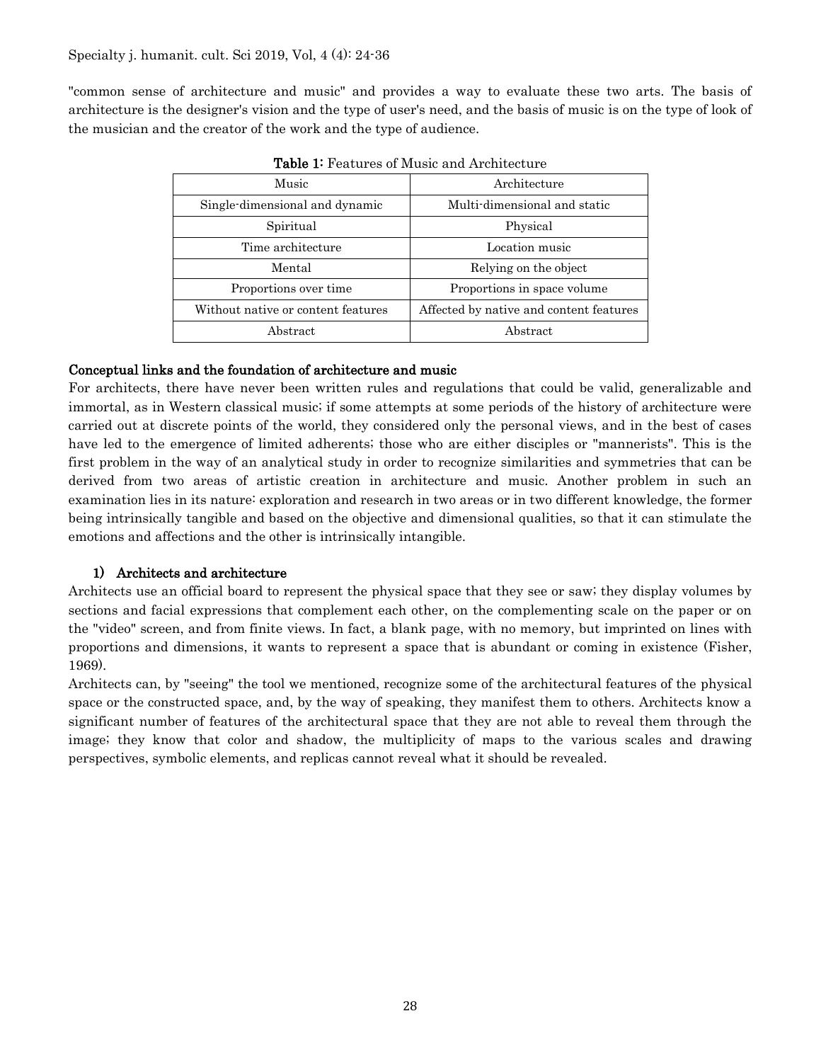"common sense of architecture and music" and provides a way to evaluate these two arts. The basis of architecture is the designer's vision and the type of user's need, and the basis of music is on the type of look of the musician and the creator of the work and the type of audience.

**Table 1:** Features of Music and Architecture

| Music | Architecture |
|---|---|
| Single-dimensional and dynamic | Multi-dimensional and static |
| Spiritual | Physical |
| Time architecture | Location music |
| Mental | Relying on the object |
| Proportions over time | Proportions in space volume |
| Without native or content features | Affected by native and content features |
| Abstract | Abstract |

## Conceptual links and the foundation of architecture and music

For architects, there have never been written rules and regulations that could be valid, generalizable and immortal, as in Western classical music; if some attempts at some periods of the history of architecture were carried out at discrete points of the world, they considered only the personal views, and in the best of cases have led to the emergence of limited adherents; those who are either disciples or "mannerists". This is the first problem in the way of an analytical study in order to recognize similarities and symmetries that can be derived from two areas of artistic creation in architecture and music. Another problem in such an examination lies in its nature: exploration and research in two areas or in two different knowledge, the former being intrinsically tangible and based on the objective and dimensional qualities, so that it can stimulate the emotions and affections and the other is intrinsically intangible.

### 1) Architects and architecture

Architects use an official board to represent the physical space that they see or saw; they display volumes by sections and facial expressions that complement each other, on the complementing scale on the paper or on the "video" screen, and from finite views. In fact, a blank page, with no memory, but imprinted on lines with proportions and dimensions, it wants to represent a space that is abundant or coming in existence (Fisher, 1969).

Architects can, by "seeing" the tool we mentioned, recognize some of the architectural features of the physical space or the constructed space, and, by the way of speaking, they manifest them to others. Architects know a significant number of features of the architectural space that they are not able to reveal them through the image; they know that color and shadow, the multiplicity of maps to the various scales and drawing perspectives, symbolic elements, and replicas cannot reveal what it should be revealed.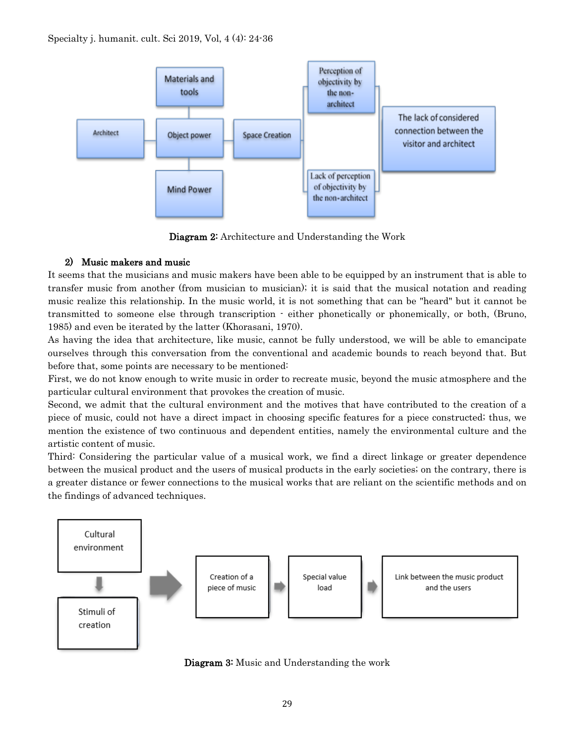Diagram 2: Architecture and Understanding the Work

### 2) Music makers and music

It seems that the musicians and music makers have been able to be equipped by an instrument that is able to transfer music from another (from musician to musician); it is said that the musical notation and reading music realize this relationship. In the music world, it is not something that can be "heard" but it cannot be transmitted to someone else through transcription - either phonetically or phonemically, or both, (Bruno, 1985) and even be iterated by the latter (Khorasani, 1970).

As having the idea that architecture, like music, cannot be fully understood, we will be able to emancipate ourselves through this conversation from the conventional and academic bounds to reach beyond that. But before that, some points are necessary to be mentioned:

First, we do not know enough to write music in order to recreate music, beyond the music atmosphere and the particular cultural environment that provokes the creation of music.

Second, we admit that the cultural environment and the motives that have contributed to the creation of a piece of music, could not have a direct impact in choosing specific features for a piece constructed; thus, we mention the existence of two continuous and dependent entities, namely the environmental culture and the artistic content of music.

Third: Considering the particular value of a musical work, we find a direct linkage or greater dependence between the musical product and the users of musical products in the early societies; on the contrary, there is a greater distance or fewer connections to the musical works that are reliant on the scientific methods and on the findings of advanced techniques.

Diagram 3: Music and Understanding the work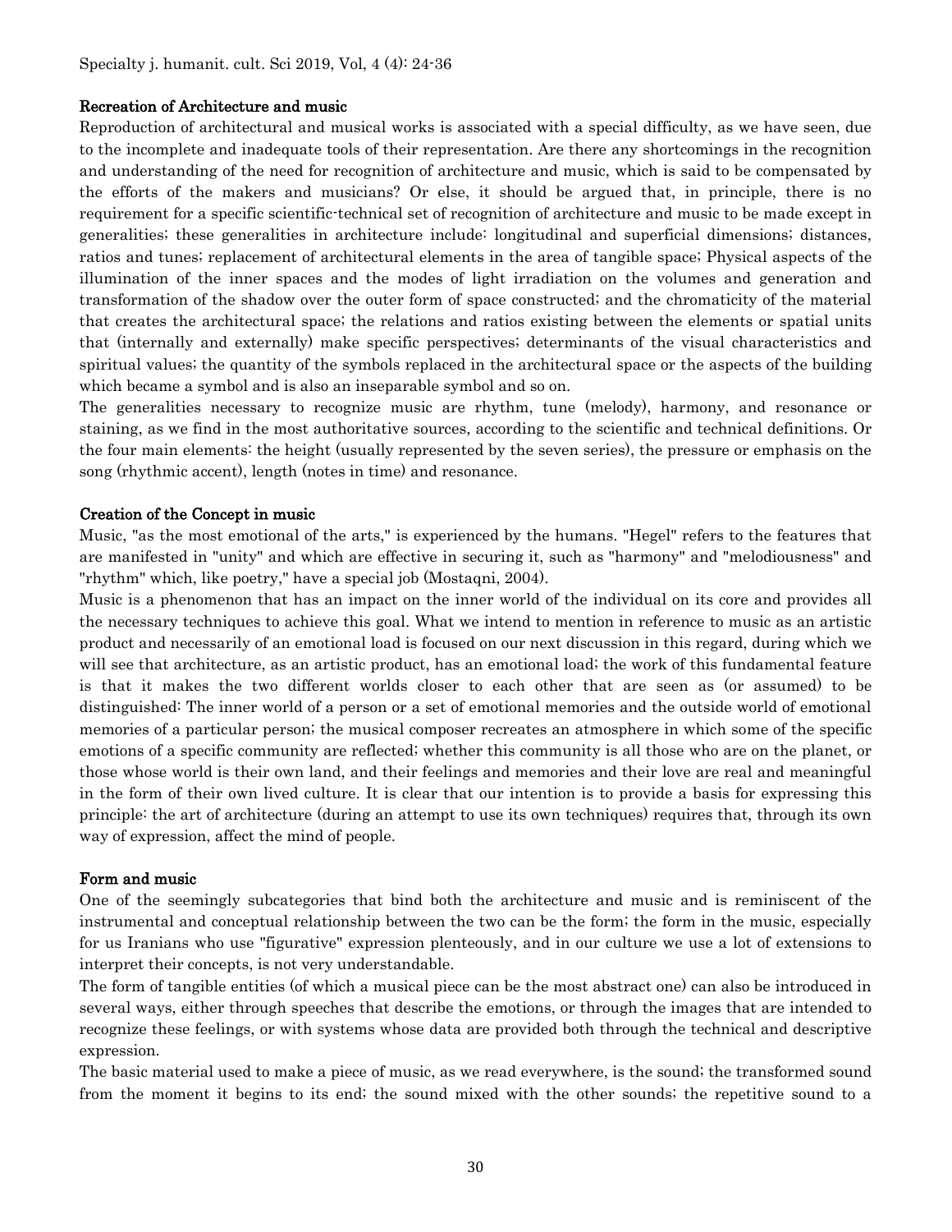### Recreation of Architecture and music

Reproduction of architectural and musical works is associated with a special difficulty, as we have seen, due to the incomplete and inadequate tools of their representation. Are there any shortcomings in the recognition and understanding of the need for recognition of architecture and music, which is said to be compensated by the efforts of the makers and musicians? Or else, it should be argued that, in principle, there is no requirement for a specific scientific-technical set of recognition of architecture and music to be made except in generalities; these generalities in architecture include: longitudinal and superficial dimensions; distances, ratios and tunes; replacement of architectural elements in the area of tangible space; Physical aspects of the illumination of the inner spaces and the modes of light irradiation on the volumes and generation and transformation of the shadow over the outer form of space constructed; and the chromaticity of the material that creates the architectural space; the relations and ratios existing between the elements or spatial units that (internally and externally) make specific perspectives; determinants of the visual characteristics and spiritual values; the quantity of the symbols replaced in the architectural space or the aspects of the building which became a symbol and is also an inseparable symbol and so on.

The generalities necessary to recognize music are rhythm, tune (melody), harmony, and resonance or staining, as we find in the most authoritative sources, according to the scientific and technical definitions. Or the four main elements: the height (usually represented by the seven series), the pressure or emphasis on the song (rhythmic accent), length (notes in time) and resonance.

### Creation of the Concept in music

Music, "as the most emotional of the arts," is experienced by the humans. "Hegel" refers to the features that are manifested in "unity" and which are effective in securing it, such as "harmony" and "melodiousness" and "rhythm" which, like poetry," have a special job (Mostaqni, 2004).

Music is a phenomenon that has an impact on the inner world of the individual on its core and provides all the necessary techniques to achieve this goal. What we intend to mention in reference to music as an artistic product and necessarily of an emotional load is focused on our next discussion in this regard, during which we will see that architecture, as an artistic product, has an emotional load; the work of this fundamental feature is that it makes the two different worlds closer to each other that are seen as (or assumed) to be distinguished: The inner world of a person or a set of emotional memories and the outside world of emotional memories of a particular person; the musical composer recreates an atmosphere in which some of the specific emotions of a specific community are reflected; whether this community is all those who are on the planet, or those whose world is their own land, and their feelings and memories and their love are real and meaningful in the form of their own lived culture. It is clear that our intention is to provide a basis for expressing this principle: the art of architecture (during an attempt to use its own techniques) requires that, through its own way of expression, affect the mind of people.

### Form and music

One of the seemingly subcategories that bind both the architecture and music and is reminiscent of the instrumental and conceptual relationship between the two can be the form; the form in the music, especially for us Iranians who use "figurative" expression plenteously, and in our culture we use a lot of extensions to interpret their concepts, is not very understandable.

The form of tangible entities (of which a musical piece can be the most abstract one) can also be introduced in several ways, either through speeches that describe the emotions, or through the images that are intended to recognize these feelings, or with systems whose data are provided both through the technical and descriptive expression.

The basic material used to make a piece of music, as we read everywhere, is the sound; the transformed sound from the moment it begins to its end; the sound mixed with the other sounds; the repetitive sound to a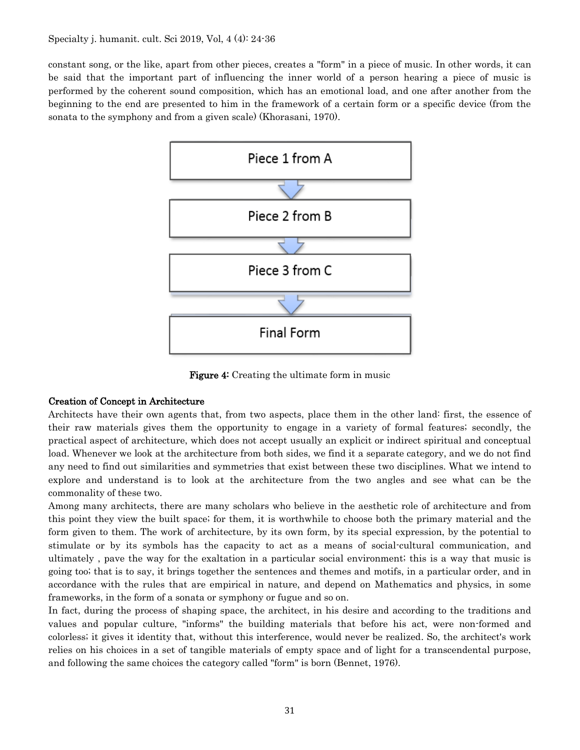constant song, or the like, apart from other pieces, creates a "form" in a piece of music. In other words, it can be said that the important part of influencing the inner world of a person hearing a piece of music is performed by the coherent sound composition, which has an emotional load, and one after another from the beginning to the end are presented to him in the framework of a certain form or a specific device (from the sonata to the symphony and from a given scale) (Khorasani, 1970).

Piece 1 from A

Piece 2 from B

Piece 3 from C

Final Form

**Figure 4:** Creating the ultimate form in music

### Creation of Concept in Architecture

Architects have their own agents that, from two aspects, place them in the other land: first, the essence of their raw materials gives them the opportunity to engage in a variety of formal features; secondly, the practical aspect of architecture, which does not accept usually an explicit or indirect spiritual and conceptual load. Whenever we look at the architecture from both sides, we find it a separate category, and we do not find any need to find out similarities and symmetries that exist between these two disciplines. What we intend to explore and understand is to look at the architecture from the two angles and see what can be the commonality of these two.

Among many architects, there are many scholars who believe in the aesthetic role of architecture and from this point they view the built space; for them, it is worthwhile to choose both the primary material and the form given to them. The work of architecture, by its own form, by its special expression, by the potential to stimulate or by its symbols has the capacity to act as a means of social-cultural communication, and ultimately , pave the way for the exaltation in a particular social environment; this is a way that music is going too; that is to say, it brings together the sentences and themes and motifs, in a particular order, and in accordance with the rules that are empirical in nature, and depend on Mathematics and physics, in some frameworks, in the form of a sonata or symphony or fugue and so on.

In fact, during the process of shaping space, the architect, in his desire and according to the traditions and values and popular culture, "informs" the building materials that before his act, were non-formed and colorless; it gives it identity that, without this interference, would never be realized. So, the architect's work relies on his choices in a set of tangible materials of empty space and of light for a transcendental purpose, and following the same choices the category called "form" is born (Bennet, 1976).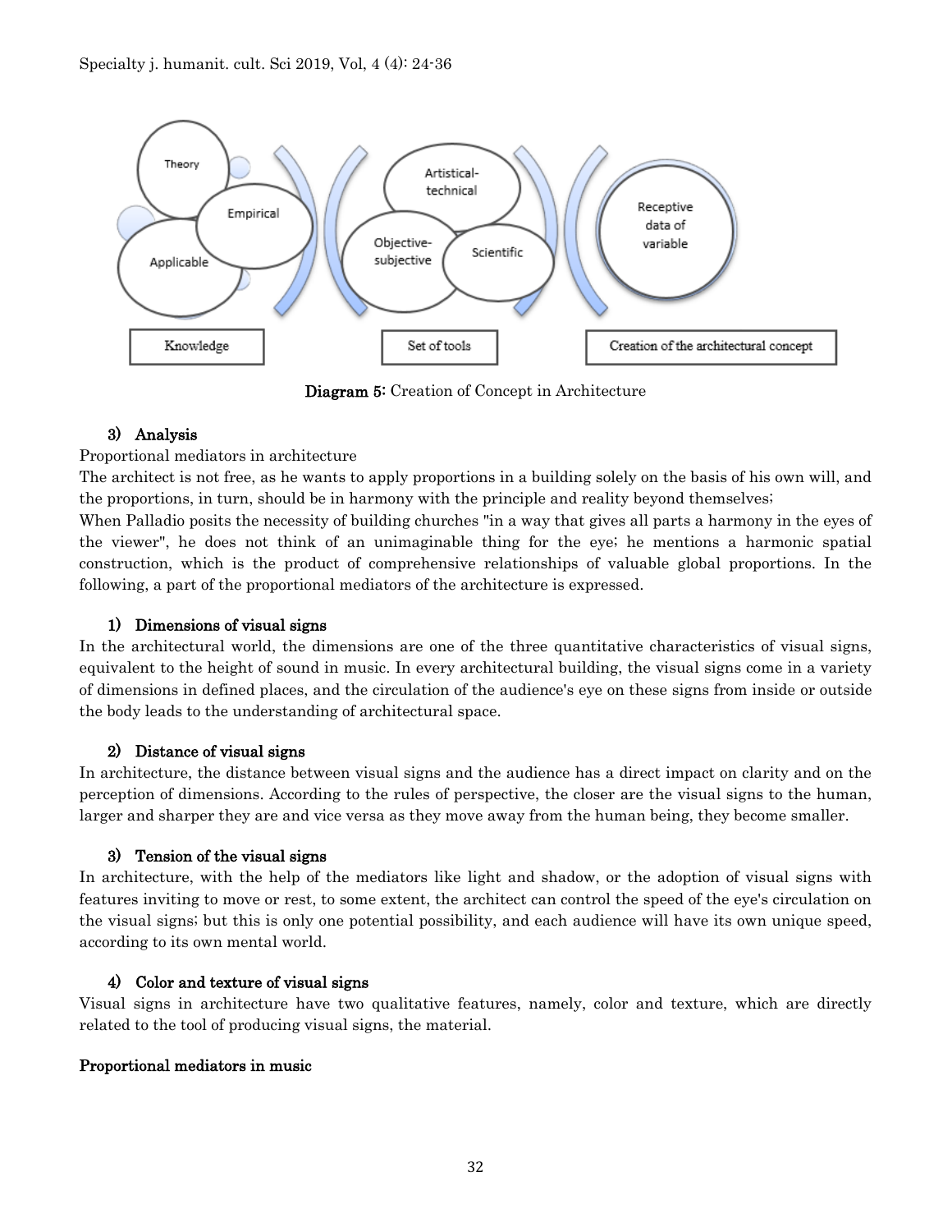Theory

Empirical

Applicable

Artistical-technical

Objective-subjective

Scientific

Receptive data of variable

Knowledge

Set of tools

Creation of the architectural concept

**Diagram 5:** Creation of Concept in Architecture

### 3) Analysis

Proportional mediators in architecture

The architect is not free, as he wants to apply proportions in a building solely on the basis of his own will, and the proportions, in turn, should be in harmony with the principle and reality beyond themselves;

When Palladio posits the necessity of building churches "in a way that gives all parts a harmony in the eyes of the viewer", he does not think of an unimaginable thing for the eye; he mentions a harmonic spatial construction, which is the product of comprehensive relationships of valuable global proportions. In the following, a part of the proportional mediators of the architecture is expressed.

#### 1) Dimensions of visual signs

In the architectural world, the dimensions are one of the three quantitative characteristics of visual signs, equivalent to the height of sound in music. In every architectural building, the visual signs come in a variety of dimensions in defined places, and the circulation of the audience's eye on these signs from inside or outside the body leads to the understanding of architectural space.

#### 2) Distance of visual signs

In architecture, the distance between visual signs and the audience has a direct impact on clarity and on the perception of dimensions. According to the rules of perspective, the closer are the visual signs to the human, larger and sharper they are and vice versa as they move away from the human being, they become smaller.

#### 3) Tension of the visual signs

In architecture, with the help of the mediators like light and shadow, or the adoption of visual signs with features inviting to move or rest, to some extent, the architect can control the speed of the eye's circulation on the visual signs; but this is only one potential possibility, and each audience will have its own unique speed, according to its own mental world.

#### 4) Color and texture of visual signs

Visual signs in architecture have two qualitative features, namely, color and texture, which are directly related to the tool of producing visual signs, the material.

**Proportional mediators in music**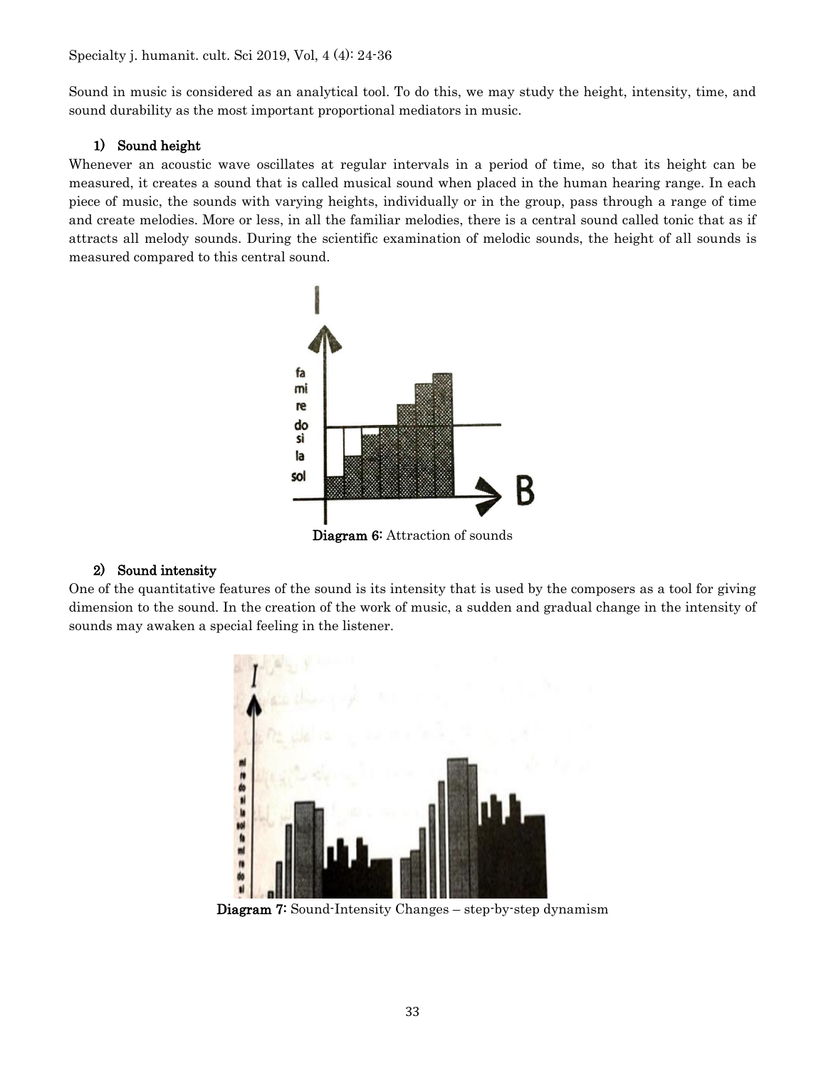Sound in music is considered as an analytical tool. To do this, we may study the height, intensity, time, and sound durability as the most important proportional mediators in music.

### 1) Sound height

Whenever an acoustic wave oscillates at regular intervals in a period of time, so that its height can be measured, it creates a sound that is called musical sound when placed in the human hearing range. In each piece of music, the sounds with varying heights, individually or in the group, pass through a range of time and create melodies. More or less, in all the familiar melodies, there is a central sound called tonic that as if attracts all melody sounds. During the scientific examination of melodic sounds, the height of all sounds is measured compared to this central sound.

**Diagram 6:** Attraction of sounds

### 2) Sound intensity

One of the quantitative features of the sound is its intensity that is used by the composers as a tool for giving dimension to the sound. In the creation of the work of music, a sudden and gradual change in the intensity of sounds may awaken a special feeling in the listener.

**Diagram 7:** Sound-Intensity Changes – step-by-step dynamism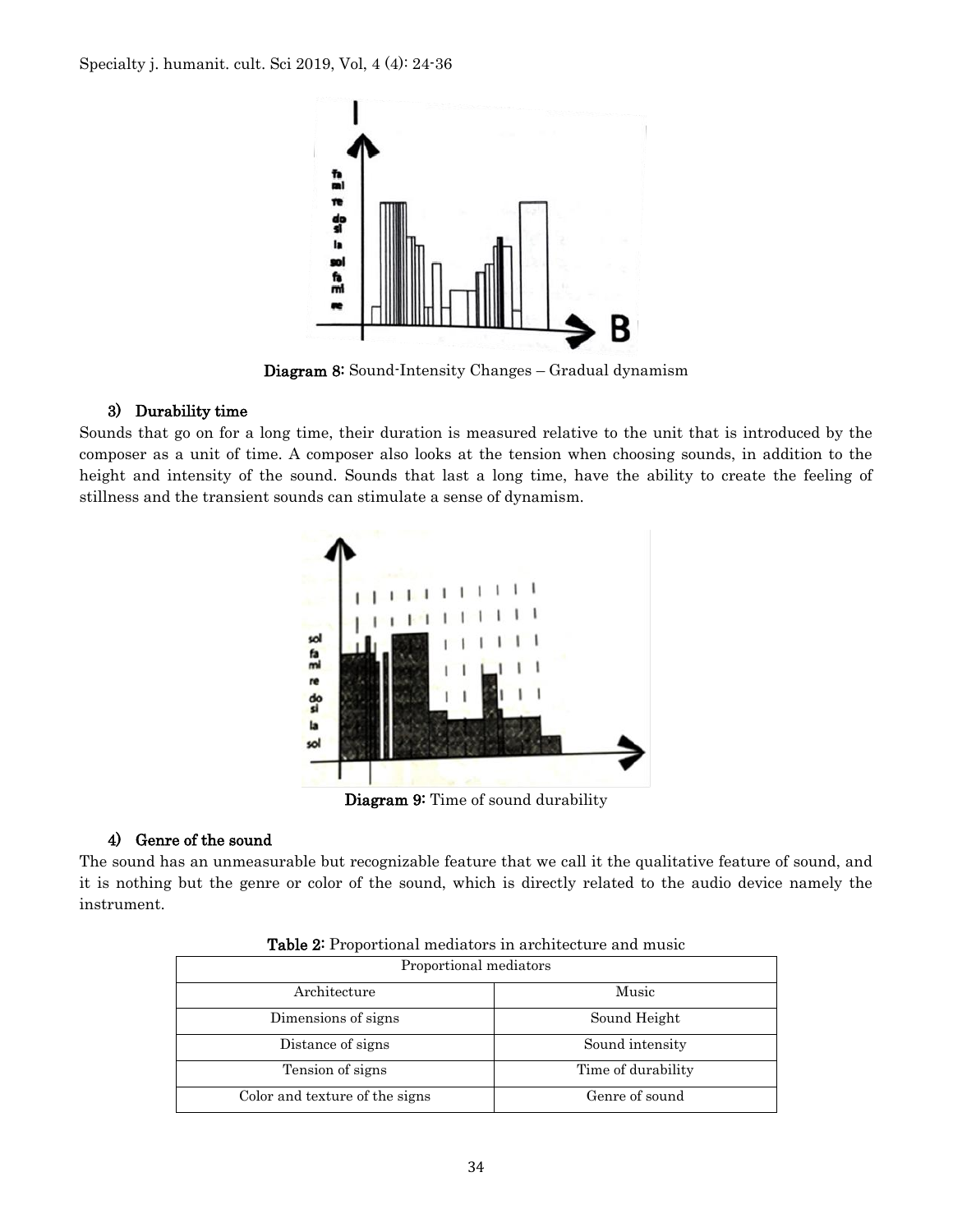Diagram 8: Sound-Intensity Changes – Gradual dynamism

### 3) Durability time

Sounds that go on for a long time, their duration is measured relative to the unit that is introduced by the composer as a unit of time. A composer also looks at the tension when choosing sounds, in addition to the height and intensity of the sound. Sounds that last a long time, have the ability to create the feeling of stillness and the transient sounds can stimulate a sense of dynamism.

Diagram 9: Time of sound durability

### 4) Genre of the sound

The sound has an unmeasurable but recognizable feature that we call it the qualitative feature of sound, and it is nothing but the genre or color of the sound, which is directly related to the audio device namely the instrument.

**Table 2:** Proportional mediators in architecture and music

| Proportional mediators | |
|---|---|
| Architecture | Music |
| Dimensions of signs | Sound Height |
| Distance of signs | Sound intensity |
| Tension of signs | Time of durability |
| Color and texture of the signs | Genre of sound |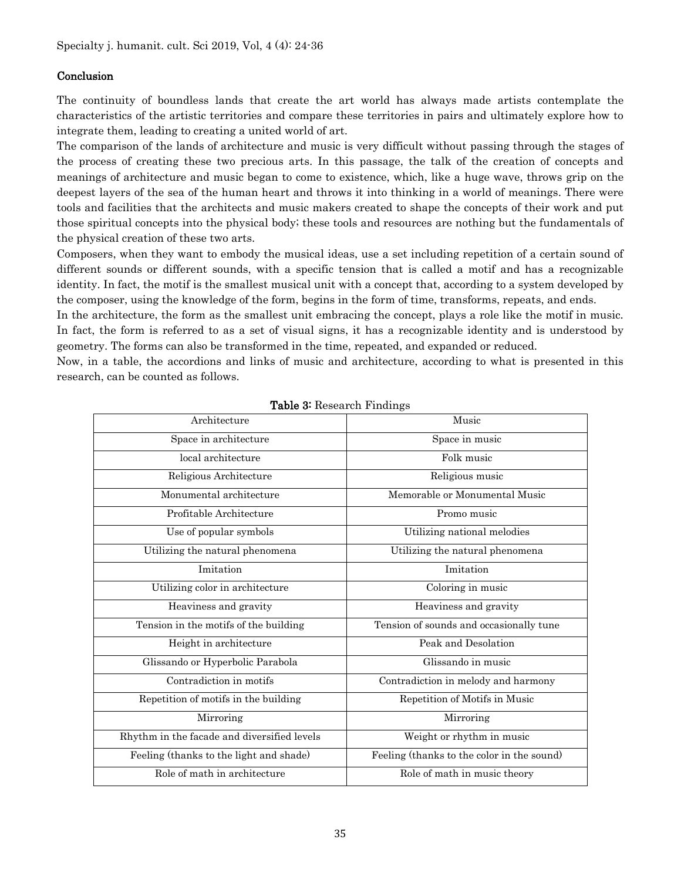## Conclusion

The continuity of boundless lands that create the art world has always made artists contemplate the characteristics of the artistic territories and compare these territories in pairs and ultimately explore how to integrate them, leading to creating a united world of art.

The comparison of the lands of architecture and music is very difficult without passing through the stages of the process of creating these two precious arts. In this passage, the talk of the creation of concepts and meanings of architecture and music began to come to existence, which, like a huge wave, throws grip on the deepest layers of the sea of the human heart and throws it into thinking in a world of meanings. There were tools and facilities that the architects and music makers created to shape the concepts of their work and put those spiritual concepts into the physical body; these tools and resources are nothing but the fundamentals of the physical creation of these two arts.

Composers, when they want to embody the musical ideas, use a set including repetition of a certain sound of different sounds or different sounds, with a specific tension that is called a motif and has a recognizable identity. In fact, the motif is the smallest musical unit with a concept that, according to a system developed by the composer, using the knowledge of the form, begins in the form of time, transforms, repeats, and ends.

In the architecture, the form as the smallest unit embracing the concept, plays a role like the motif in music. In fact, the form is referred to as a set of visual signs, it has a recognizable identity and is understood by geometry. The forms can also be transformed in the time, repeated, and expanded or reduced.

Now, in a table, the accordions and links of music and architecture, according to what is presented in this research, can be counted as follows.

**Table 3:** Research Findings

| Architecture | Music |
|---|---|
| Space in architecture | Space in music |
| local architecture | Folk music |
| Religious Architecture | Religious music |
| Monumental architecture | Memorable or Monumental Music |
| Profitable Architecture | Promo music |
| Use of popular symbols | Utilizing national melodies |
| Utilizing the natural phenomena | Utilizing the natural phenomena |
| Imitation | Imitation |
| Utilizing color in architecture | Coloring in music |
| Heaviness and gravity | Heaviness and gravity |
| Tension in the motifs of the building | Tension of sounds and occasionally tune |
| Height in architecture | Peak and Desolation |
| Glissando or Hyperbolic Parabola | Glissando in music |
| Contradiction in motifs | Contradiction in melody and harmony |
| Repetition of motifs in the building | Repetition of Motifs in Music |
| Mirroring | Mirroring |
| Rhythm in the facade and diversified levels | Weight or rhythm in music |
| Feeling (thanks to the light and shade) | Feeling (thanks to the color in the sound) |
| Role of math in architecture | Role of math in music theory |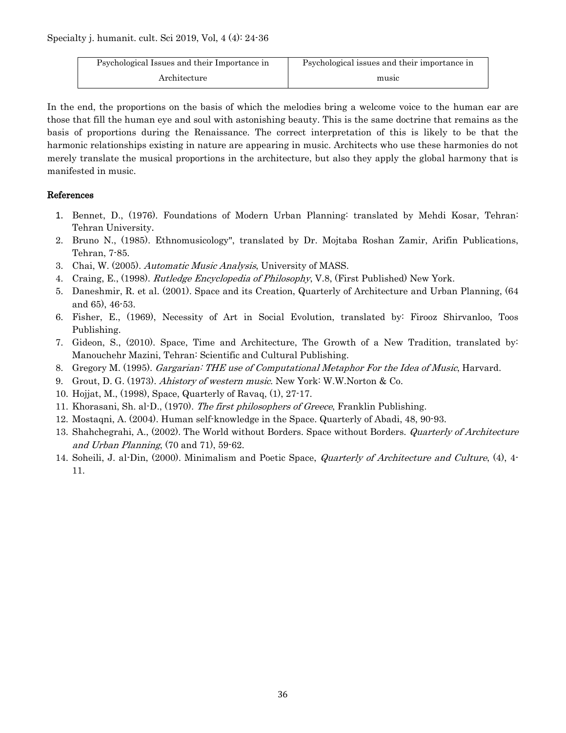| | |
|---|---|
| Psychological Issues and their Importance in Architecture | Psychological issues and their importance in music |

In the end, the proportions on the basis of which the melodies bring a welcome voice to the human ear are those that fill the human eye and soul with astonishing beauty. This is the same doctrine that remains as the basis of proportions during the Renaissance. The correct interpretation of this is likely to be that the harmonic relationships existing in nature are appearing in music. Architects who use these harmonies do not merely translate the musical proportions in the architecture, but also they apply the global harmony that is manifested in music.

## References

1. Bennet, D., (1976). Foundations of Modern Urban Planning: translated by Mehdi Kosar, Tehran: Tehran University.
2. Bruno N., (1985). Ethnomusicology", translated by Dr. Mojtaba Roshan Zamir, Arifin Publications, Tehran, 7-85.
3. Chai, W. (2005). *Automatic Music Analysis*, University of MASS.
4. Craing, E., (1998). *Rutledge Encyclopedia of Philosophy*, V.8, (First Published) New York.
5. Daneshmir, R. et al. (2001). Space and its Creation, Quarterly of Architecture and Urban Planning, (64 and 65), 46-53.
6. Fisher, E., (1969), Necessity of Art in Social Evolution, translated by: Firooz Shirvanloo, Toos Publishing.
7. Gideon, S., (2010). Space, Time and Architecture, The Growth of a New Tradition, translated by: Manouchehr Mazini, Tehran: Scientific and Cultural Publishing.
8. Gregory M. (1995). *Gargarian: THE use of Computational Metaphor For the Idea of Music*, Harvard.
9. Grout, D. G. (1973). *Ahistory of western music*. New York: W.W.Norton & Co.
10. Hojjat, M., (1998), Space, Quarterly of Ravaq, (1), 27-17.
11. Khorasani, Sh. al-D., (1970). *The first philosophers of Greece*, Franklin Publishing.
12. Mostaqni, A. (2004). Human self-knowledge in the Space. Quarterly of Abadi, 48, 90-93.
13. Shahchegrahi, A., (2002). The World without Borders. Space without Borders. *Quarterly of Architecture and Urban Planning*, (70 and 71), 59-62.
14. Soheili, J. al-Din, (2000). Minimalism and Poetic Space, *Quarterly of Architecture and Culture*, (4), 4-11.